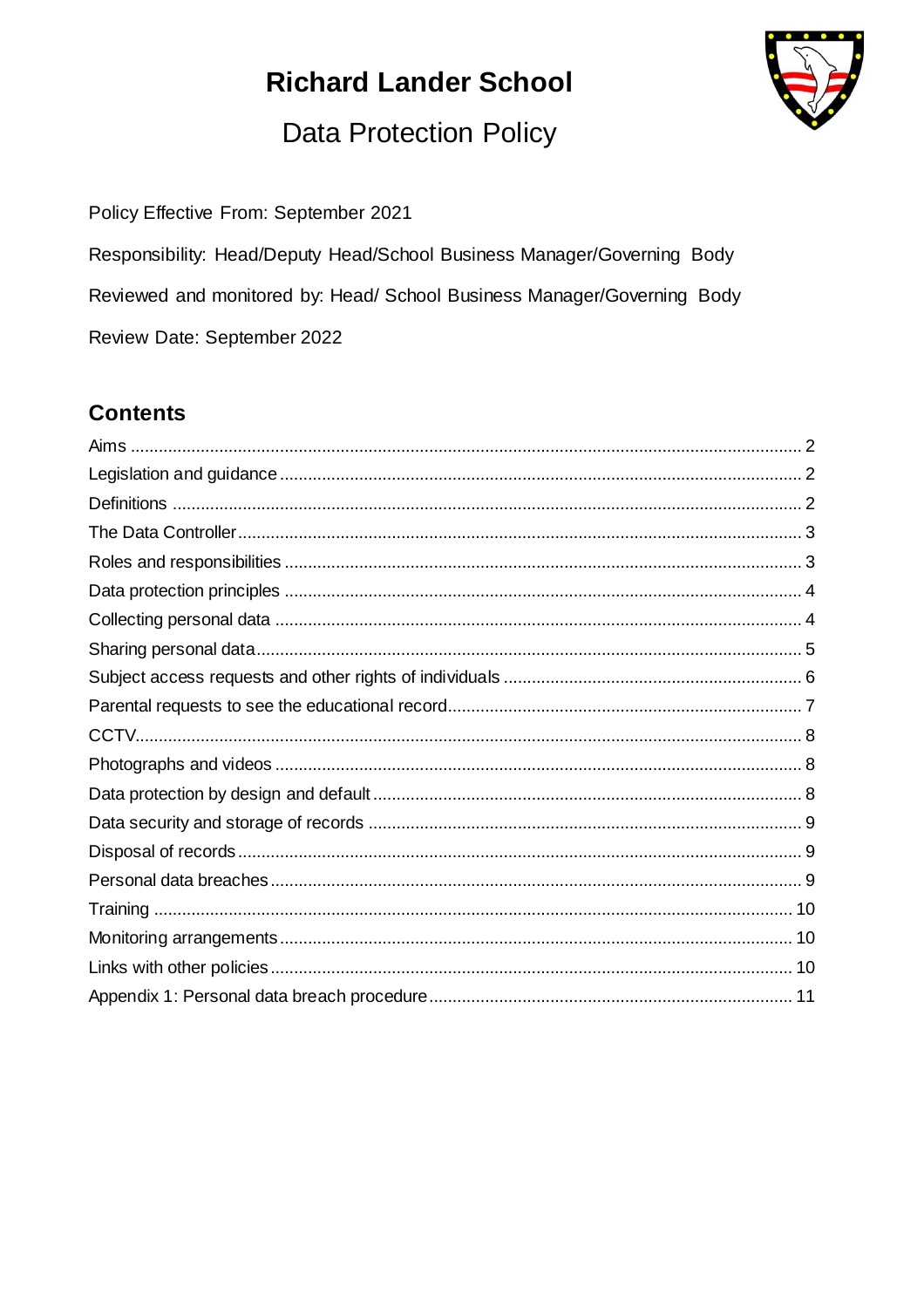# Richard Lander School

## Data Protection Policy

Policy Effective From: September 2021

Responsibility: Head/Deputy Head/School Business Manager/Governing Body

Reviewed and monitored by: Head/ School Business Manager/Governing Body

Review Date: September 2022

## Contents

| | |
|---|---|
| Aims | 2 |
| Legislation and guidance | 2 |
| Definitions | 2 |
| The Data Controller | 3 |
| Roles and responsibilities | 3 |
| Data protection principles | 4 |
| Collecting personal data | 4 |
| Sharing personal data | 5 |
| Subject access requests and other rights of individuals | 6 |
| Parental requests to see the educational record | 7 |
| CCTV | 8 |
| Photographs and videos | 8 |
| Data protection by design and default | 8 |
| Data security and storage of records | 9 |
| Disposal of records | 9 |
| Personal data breaches | 9 |
| Training | 10 |
| Monitoring arrangements | 10 |
| Links with other policies | 10 |
| Appendix 1: Personal data breach procedure | 11 |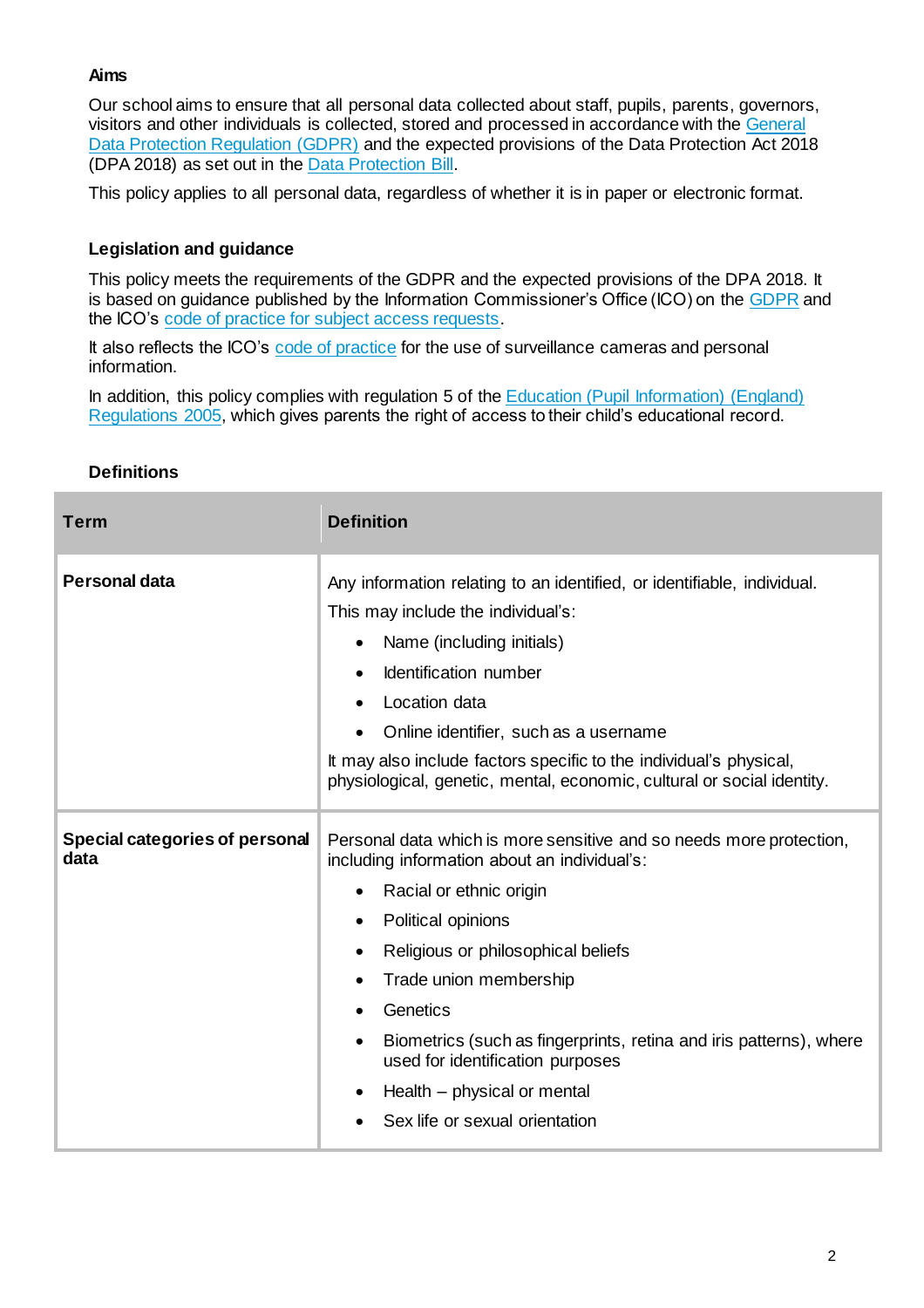### Aims

Our school aims to ensure that all personal data collected about staff, pupils, parents, governors, visitors and other individuals is collected, stored and processed in accordance with the General Data Protection Regulation (GDPR) and the expected provisions of the Data Protection Act 2018 (DPA 2018) as set out in the Data Protection Bill.

This policy applies to all personal data, regardless of whether it is in paper or electronic format.

### Legislation and guidance

This policy meets the requirements of the GDPR and the expected provisions of the DPA 2018. It is based on guidance published by the Information Commissioner's Office (ICO) on the GDPR and the ICO's code of practice for subject access requests.

It also reflects the ICO's code of practice for the use of surveillance cameras and personal information.

In addition, this policy complies with regulation 5 of the Education (Pupil Information) (England) Regulations 2005, which gives parents the right of access to their child's educational record.

### Definitions

| Term | Definition |
|---|---|
| **Personal data** | Any information relating to an identified, or identifiable, individual.<br>This may include the individual's:<br>• Name (including initials)<br>• Identification number<br>• Location data<br>• Online identifier, such as a username<br>It may also include factors specific to the individual's physical, physiological, genetic, mental, economic, cultural or social identity. |
| **Special categories of personal data** | Personal data which is more sensitive and so needs more protection, including information about an individual's:<br>• Racial or ethnic origin<br>• Political opinions<br>• Religious or philosophical beliefs<br>• Trade union membership<br>• Genetics<br>• Biometrics (such as fingerprints, retina and iris patterns), where used for identification purposes<br>• Health – physical or mental<br>• Sex life or sexual orientation |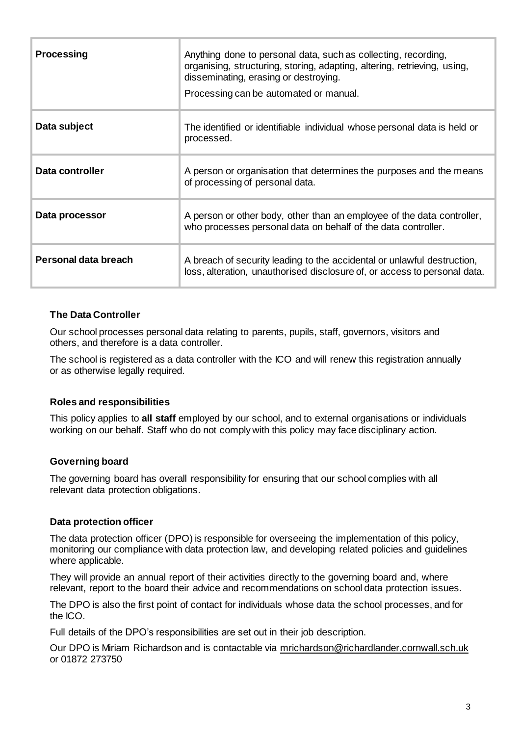| | |
|---|---|
| **Processing** | Anything done to personal data, such as collecting, recording, organising, structuring, storing, adapting, altering, retrieving, using, disseminating, erasing or destroying.<br>Processing can be automated or manual. |
| **Data subject** | The identified or identifiable individual whose personal data is held or processed. |
| **Data controller** | A person or organisation that determines the purposes and the means of processing of personal data. |
| **Data processor** | A person or other body, other than an employee of the data controller, who processes personal data on behalf of the data controller. |
| **Personal data breach** | A breach of security leading to the accidental or unlawful destruction, loss, alteration, unauthorised disclosure of, or access to personal data. |

### The Data Controller

Our school processes personal data relating to parents, pupils, staff, governors, visitors and others, and therefore is a data controller.

The school is registered as a data controller with the ICO and will renew this registration annually or as otherwise legally required.

### Roles and responsibilities

This policy applies to **all staff** employed by our school, and to external organisations or individuals working on our behalf. Staff who do not comply with this policy may face disciplinary action.

### Governing board

The governing board has overall responsibility for ensuring that our school complies with all relevant data protection obligations.

### Data protection officer

The data protection officer (DPO) is responsible for overseeing the implementation of this policy, monitoring our compliance with data protection law, and developing related policies and guidelines where applicable.

They will provide an annual report of their activities directly to the governing board and, where relevant, report to the board their advice and recommendations on school data protection issues.

The DPO is also the first point of contact for individuals whose data the school processes, and for the ICO.

Full details of the DPO's responsibilities are set out in their job description.

Our DPO is Miriam Richardson and is contactable via mrichardson@richardlander.cornwall.sch.uk or 01872 273750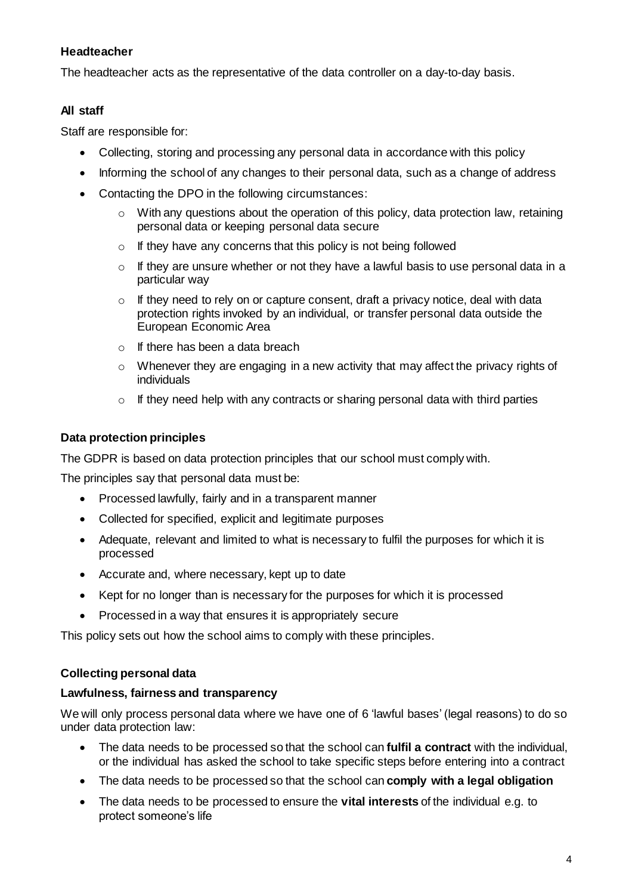### Headteacher

The headteacher acts as the representative of the data controller on a day-to-day basis.

### All staff

Staff are responsible for:

- Collecting, storing and processing any personal data in accordance with this policy
- Informing the school of any changes to their personal data, such as a change of address
- Contacting the DPO in the following circumstances:
  - With any questions about the operation of this policy, data protection law, retaining personal data or keeping personal data secure
  - If they have any concerns that this policy is not being followed
  - If they are unsure whether or not they have a lawful basis to use personal data in a particular way
  - If they need to rely on or capture consent, draft a privacy notice, deal with data protection rights invoked by an individual, or transfer personal data outside the European Economic Area
  - If there has been a data breach
  - Whenever they are engaging in a new activity that may affect the privacy rights of individuals
  - If they need help with any contracts or sharing personal data with third parties

## Data protection principles

The GDPR is based on data protection principles that our school must comply with.

The principles say that personal data must be:

- Processed lawfully, fairly and in a transparent manner
- Collected for specified, explicit and legitimate purposes
- Adequate, relevant and limited to what is necessary to fulfil the purposes for which it is processed
- Accurate and, where necessary, kept up to date
- Kept for no longer than is necessary for the purposes for which it is processed
- Processed in a way that ensures it is appropriately secure

This policy sets out how the school aims to comply with these principles.

## Collecting personal data

### Lawfulness, fairness and transparency

We will only process personal data where we have one of 6 'lawful bases' (legal reasons) to do so under data protection law:

- The data needs to be processed so that the school can **fulfil a contract** with the individual, or the individual has asked the school to take specific steps before entering into a contract
- The data needs to be processed so that the school can **comply with a legal obligation**
- The data needs to be processed to ensure the **vital interests** of the individual e.g. to protect someone's life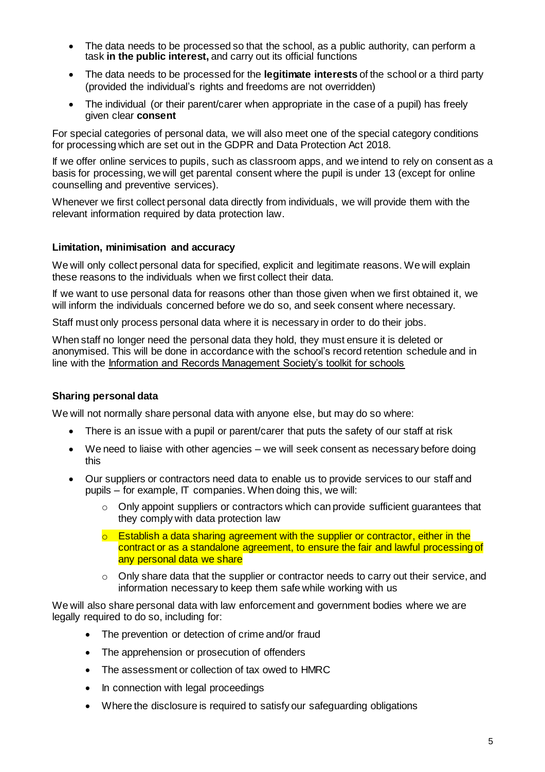- The data needs to be processed so that the school, as a public authority, can perform a task **in the public interest,** and carry out its official functions
- The data needs to be processed for the **legitimate interests** of the school or a third party (provided the individual's rights and freedoms are not overridden)
- The individual (or their parent/carer when appropriate in the case of a pupil) has freely given clear **consent**

For special categories of personal data, we will also meet one of the special category conditions for processing which are set out in the GDPR and Data Protection Act 2018.

If we offer online services to pupils, such as classroom apps, and we intend to rely on consent as a basis for processing, we will get parental consent where the pupil is under 13 (except for online counselling and preventive services).

Whenever we first collect personal data directly from individuals, we will provide them with the relevant information required by data protection law.

**Limitation, minimisation and accuracy**

We will only collect personal data for specified, explicit and legitimate reasons. We will explain these reasons to the individuals when we first collect their data.

If we want to use personal data for reasons other than those given when we first obtained it, we will inform the individuals concerned before we do so, and seek consent where necessary.

Staff must only process personal data where it is necessary in order to do their jobs.

When staff no longer need the personal data they hold, they must ensure it is deleted or anonymised. This will be done in accordance with the school's record retention schedule and in line with the Information and Records Management Society's toolkit for schools

**Sharing personal data**

We will not normally share personal data with anyone else, but may do so where:

- There is an issue with a pupil or parent/carer that puts the safety of our staff at risk
- We need to liaise with other agencies – we will seek consent as necessary before doing this
- Our suppliers or contractors need data to enable us to provide services to our staff and pupils – for example, IT companies. When doing this, we will:
  - Only appoint suppliers or contractors which can provide sufficient guarantees that they comply with data protection law
  - Establish a data sharing agreement with the supplier or contractor, either in the contract or as a standalone agreement, to ensure the fair and lawful processing of any personal data we share
  - Only share data that the supplier or contractor needs to carry out their service, and information necessary to keep them safe while working with us

We will also share personal data with law enforcement and government bodies where we are legally required to do so, including for:

- The prevention or detection of crime and/or fraud
- The apprehension or prosecution of offenders
- The assessment or collection of tax owed to HMRC
- In connection with legal proceedings
- Where the disclosure is required to satisfy our safeguarding obligations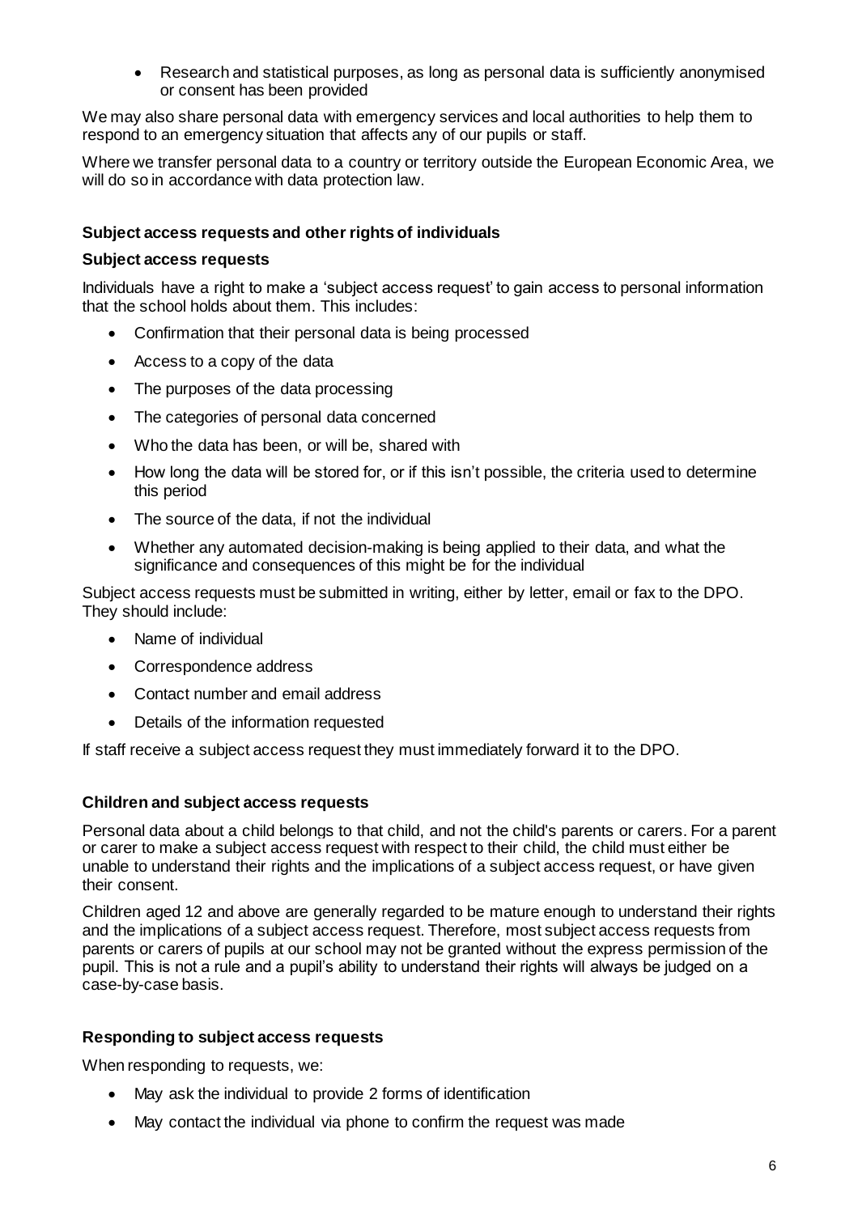- Research and statistical purposes, as long as personal data is sufficiently anonymised or consent has been provided

We may also share personal data with emergency services and local authorities to help them to respond to an emergency situation that affects any of our pupils or staff.

Where we transfer personal data to a country or territory outside the European Economic Area, we will do so in accordance with data protection law.

### Subject access requests and other rights of individuals

#### Subject access requests

Individuals have a right to make a 'subject access request' to gain access to personal information that the school holds about them. This includes:

- Confirmation that their personal data is being processed
- Access to a copy of the data
- The purposes of the data processing
- The categories of personal data concerned
- Who the data has been, or will be, shared with
- How long the data will be stored for, or if this isn't possible, the criteria used to determine this period
- The source of the data, if not the individual
- Whether any automated decision-making is being applied to their data, and what the significance and consequences of this might be for the individual

Subject access requests must be submitted in writing, either by letter, email or fax to the DPO. They should include:

- Name of individual
- Correspondence address
- Contact number and email address
- Details of the information requested

If staff receive a subject access request they must immediately forward it to the DPO.

#### Children and subject access requests

Personal data about a child belongs to that child, and not the child's parents or carers. For a parent or carer to make a subject access request with respect to their child, the child must either be unable to understand their rights and the implications of a subject access request, or have given their consent.

Children aged 12 and above are generally regarded to be mature enough to understand their rights and the implications of a subject access request. Therefore, most subject access requests from parents or carers of pupils at our school may not be granted without the express permission of the pupil. This is not a rule and a pupil's ability to understand their rights will always be judged on a case-by-case basis.

#### Responding to subject access requests

When responding to requests, we:

- May ask the individual to provide 2 forms of identification
- May contact the individual via phone to confirm the request was made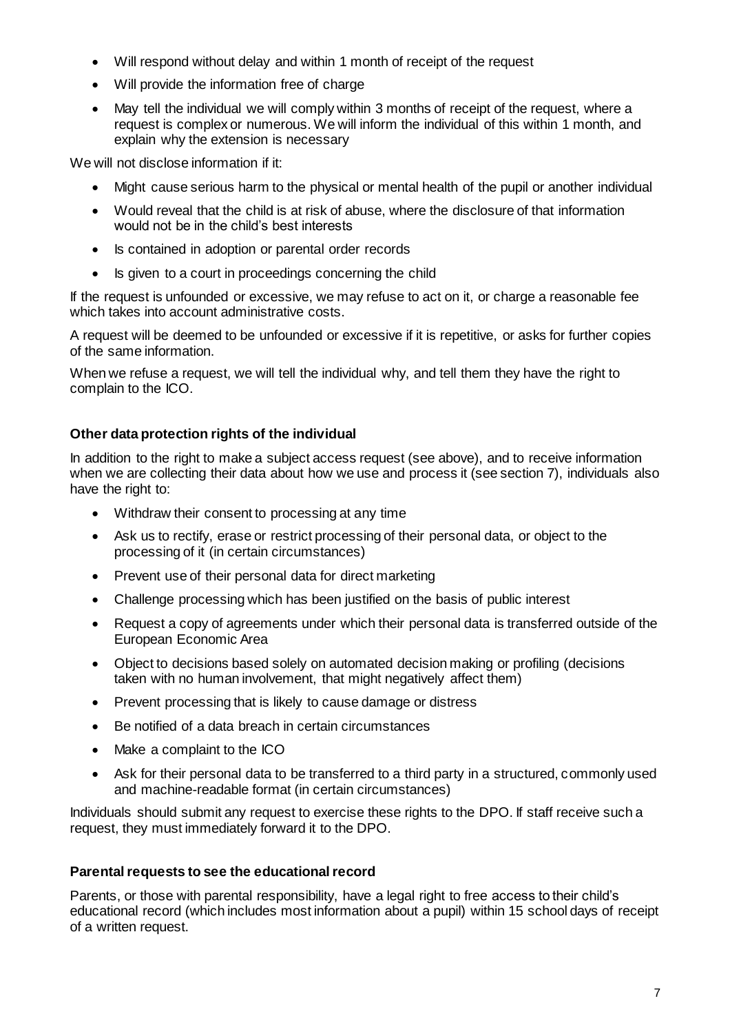- Will respond without delay and within 1 month of receipt of the request
- Will provide the information free of charge
- May tell the individual we will comply within 3 months of receipt of the request, where a request is complex or numerous. We will inform the individual of this within 1 month, and explain why the extension is necessary

We will not disclose information if it:

- Might cause serious harm to the physical or mental health of the pupil or another individual
- Would reveal that the child is at risk of abuse, where the disclosure of that information would not be in the child's best interests
- Is contained in adoption or parental order records
- Is given to a court in proceedings concerning the child

If the request is unfounded or excessive, we may refuse to act on it, or charge a reasonable fee which takes into account administrative costs.

A request will be deemed to be unfounded or excessive if it is repetitive, or asks for further copies of the same information.

When we refuse a request, we will tell the individual why, and tell them they have the right to complain to the ICO.

**Other data protection rights of the individual**

In addition to the right to make a subject access request (see above), and to receive information when we are collecting their data about how we use and process it (see section 7), individuals also have the right to:

- Withdraw their consent to processing at any time
- Ask us to rectify, erase or restrict processing of their personal data, or object to the processing of it (in certain circumstances)
- Prevent use of their personal data for direct marketing
- Challenge processing which has been justified on the basis of public interest
- Request a copy of agreements under which their personal data is transferred outside of the European Economic Area
- Object to decisions based solely on automated decision making or profiling (decisions taken with no human involvement, that might negatively affect them)
- Prevent processing that is likely to cause damage or distress
- Be notified of a data breach in certain circumstances
- Make a complaint to the ICO
- Ask for their personal data to be transferred to a third party in a structured, commonly used and machine-readable format (in certain circumstances)

Individuals should submit any request to exercise these rights to the DPO. If staff receive such a request, they must immediately forward it to the DPO.

**Parental requests to see the educational record**

Parents, or those with parental responsibility, have a legal right to free access to their child's educational record (which includes most information about a pupil) within 15 school days of receipt of a written request.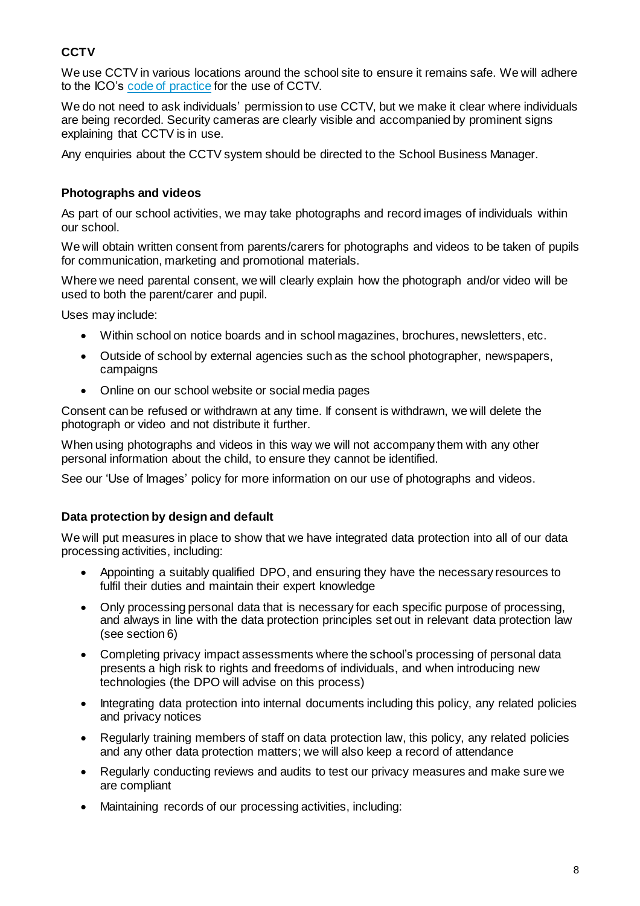**CCTV**

We use CCTV in various locations around the school site to ensure it remains safe. We will adhere to the ICO's [code of practice](#) for the use of CCTV.

We do not need to ask individuals' permission to use CCTV, but we make it clear where individuals are being recorded. Security cameras are clearly visible and accompanied by prominent signs explaining that CCTV is in use.

Any enquiries about the CCTV system should be directed to the School Business Manager.

**Photographs and videos**

As part of our school activities, we may take photographs and record images of individuals within our school.

We will obtain written consent from parents/carers for photographs and videos to be taken of pupils for communication, marketing and promotional materials.

Where we need parental consent, we will clearly explain how the photograph and/or video will be used to both the parent/carer and pupil.

Uses may include:

- Within school on notice boards and in school magazines, brochures, newsletters, etc.
- Outside of school by external agencies such as the school photographer, newspapers, campaigns
- Online on our school website or social media pages

Consent can be refused or withdrawn at any time. If consent is withdrawn, we will delete the photograph or video and not distribute it further.

When using photographs and videos in this way we will not accompany them with any other personal information about the child, to ensure they cannot be identified.

See our 'Use of Images' policy for more information on our use of photographs and videos.

**Data protection by design and default**

We will put measures in place to show that we have integrated data protection into all of our data processing activities, including:

- Appointing a suitably qualified DPO, and ensuring they have the necessary resources to fulfil their duties and maintain their expert knowledge
- Only processing personal data that is necessary for each specific purpose of processing, and always in line with the data protection principles set out in relevant data protection law (see section 6)
- Completing privacy impact assessments where the school's processing of personal data presents a high risk to rights and freedoms of individuals, and when introducing new technologies (the DPO will advise on this process)
- Integrating data protection into internal documents including this policy, any related policies and privacy notices
- Regularly training members of staff on data protection law, this policy, any related policies and any other data protection matters; we will also keep a record of attendance
- Regularly conducting reviews and audits to test our privacy measures and make sure we are compliant
- Maintaining records of our processing activities, including: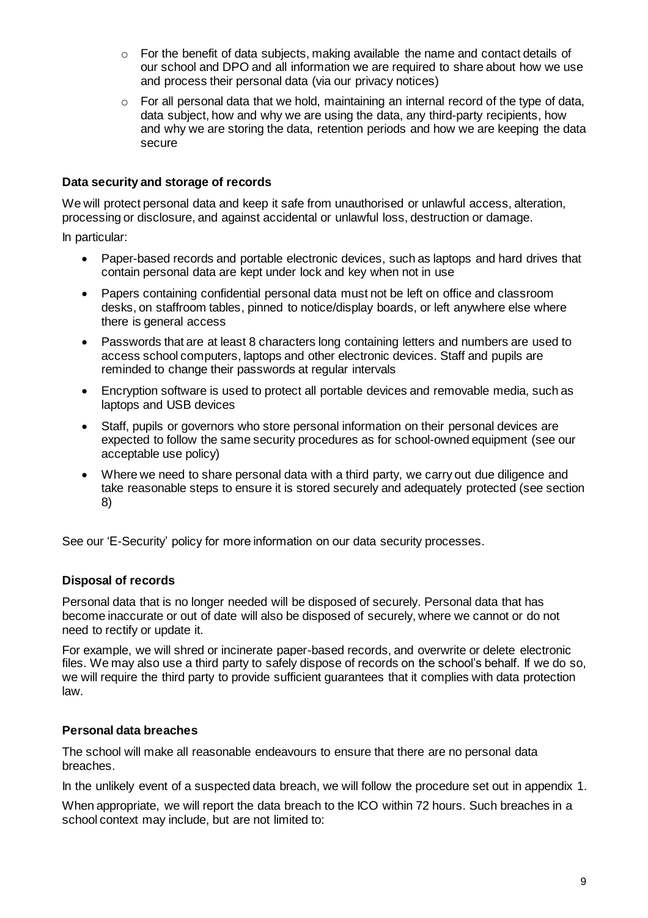- For the benefit of data subjects, making available the name and contact details of our school and DPO and all information we are required to share about how we use and process their personal data (via our privacy notices)
  - For all personal data that we hold, maintaining an internal record of the type of data, data subject, how and why we are using the data, any third-party recipients, how and why we are storing the data, retention periods and how we are keeping the data secure

**Data security and storage of records**

We will protect personal data and keep it safe from unauthorised or unlawful access, alteration, processing or disclosure, and against accidental or unlawful loss, destruction or damage.

In particular:

- Paper-based records and portable electronic devices, such as laptops and hard drives that contain personal data are kept under lock and key when not in use
- Papers containing confidential personal data must not be left on office and classroom desks, on staffroom tables, pinned to notice/display boards, or left anywhere else where there is general access
- Passwords that are at least 8 characters long containing letters and numbers are used to access school computers, laptops and other electronic devices. Staff and pupils are reminded to change their passwords at regular intervals
- Encryption software is used to protect all portable devices and removable media, such as laptops and USB devices
- Staff, pupils or governors who store personal information on their personal devices are expected to follow the same security procedures as for school-owned equipment (see our acceptable use policy)
- Where we need to share personal data with a third party, we carry out due diligence and take reasonable steps to ensure it is stored securely and adequately protected (see section 8)

See our 'E-Security' policy for more information on our data security processes.

**Disposal of records**

Personal data that is no longer needed will be disposed of securely. Personal data that has become inaccurate or out of date will also be disposed of securely, where we cannot or do not need to rectify or update it.

For example, we will shred or incinerate paper-based records, and overwrite or delete electronic files. We may also use a third party to safely dispose of records on the school's behalf. If we do so, we will require the third party to provide sufficient guarantees that it complies with data protection law.

**Personal data breaches**

The school will make all reasonable endeavours to ensure that there are no personal data breaches.

In the unlikely event of a suspected data breach, we will follow the procedure set out in appendix 1.

When appropriate, we will report the data breach to the ICO within 72 hours. Such breaches in a school context may include, but are not limited to: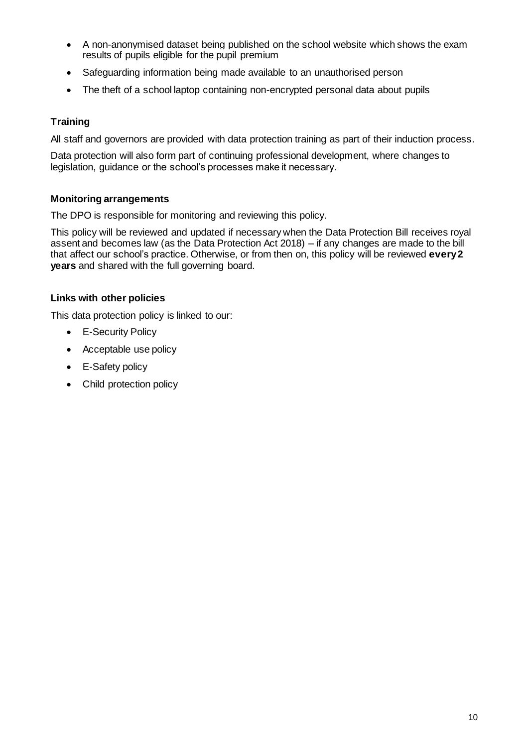- A non-anonymised dataset being published on the school website which shows the exam results of pupils eligible for the pupil premium
- Safeguarding information being made available to an unauthorised person
- The theft of a school laptop containing non-encrypted personal data about pupils

### Training

All staff and governors are provided with data protection training as part of their induction process.

Data protection will also form part of continuing professional development, where changes to legislation, guidance or the school's processes make it necessary.

### Monitoring arrangements

The DPO is responsible for monitoring and reviewing this policy.

This policy will be reviewed and updated if necessary when the Data Protection Bill receives royal assent and becomes law (as the Data Protection Act 2018) – if any changes are made to the bill that affect our school's practice. Otherwise, or from then on, this policy will be reviewed **every 2 years** and shared with the full governing board.

### Links with other policies

This data protection policy is linked to our:

- E-Security Policy
- Acceptable use policy
- E-Safety policy
- Child protection policy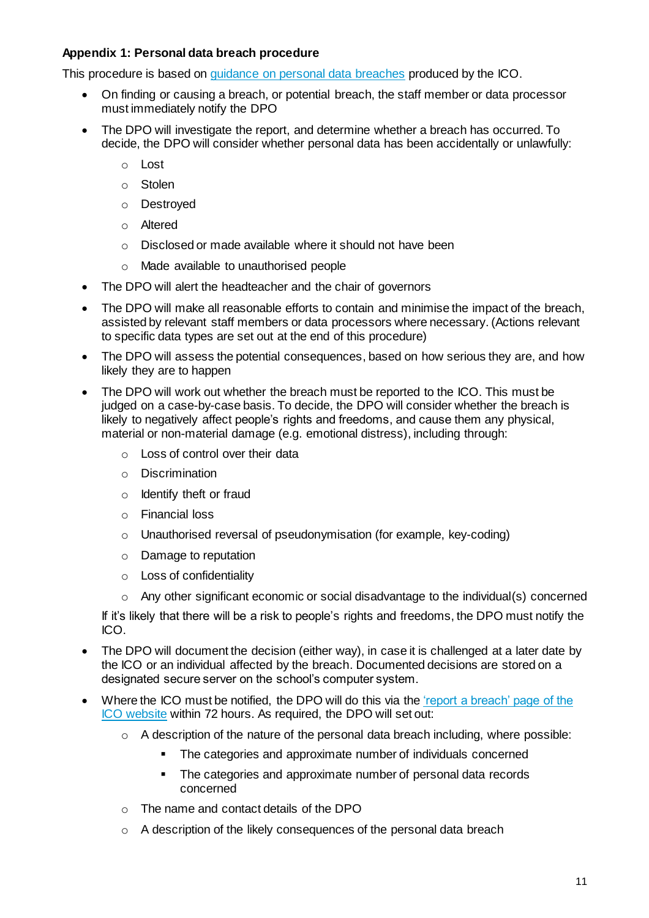**Appendix 1: Personal data breach procedure**

This procedure is based on [guidance on personal data breaches](guidance on personal data breaches) produced by the ICO.

- On finding or causing a breach, or potential breach, the staff member or data processor must immediately notify the DPO
- The DPO will investigate the report, and determine whether a breach has occurred. To decide, the DPO will consider whether personal data has been accidentally or unlawfully:
  - Lost
  - Stolen
  - Destroyed
  - Altered
  - Disclosed or made available where it should not have been
  - Made available to unauthorised people
- The DPO will alert the headteacher and the chair of governors
- The DPO will make all reasonable efforts to contain and minimise the impact of the breach, assisted by relevant staff members or data processors where necessary. (Actions relevant to specific data types are set out at the end of this procedure)
- The DPO will assess the potential consequences, based on how serious they are, and how likely they are to happen
- The DPO will work out whether the breach must be reported to the ICO. This must be judged on a case-by-case basis. To decide, the DPO will consider whether the breach is likely to negatively affect people's rights and freedoms, and cause them any physical, material or non-material damage (e.g. emotional distress), including through:
  - Loss of control over their data
  - Discrimination
  - Identify theft or fraud
  - Financial loss
  - Unauthorised reversal of pseudonymisation (for example, key-coding)
  - Damage to reputation
  - Loss of confidentiality
  - Any other significant economic or social disadvantage to the individual(s) concerned

  If it's likely that there will be a risk to people's rights and freedoms, the DPO must notify the ICO.
- The DPO will document the decision (either way), in case it is challenged at a later date by the ICO or an individual affected by the breach. Documented decisions are stored on a designated secure server on the school's computer system.
- Where the ICO must be notified, the DPO will do this via the 'report a breach' page of the ICO website within 72 hours. As required, the DPO will set out:
  - A description of the nature of the personal data breach including, where possible:
    - The categories and approximate number of individuals concerned
    - The categories and approximate number of personal data records concerned
  - The name and contact details of the DPO
  - A description of the likely consequences of the personal data breach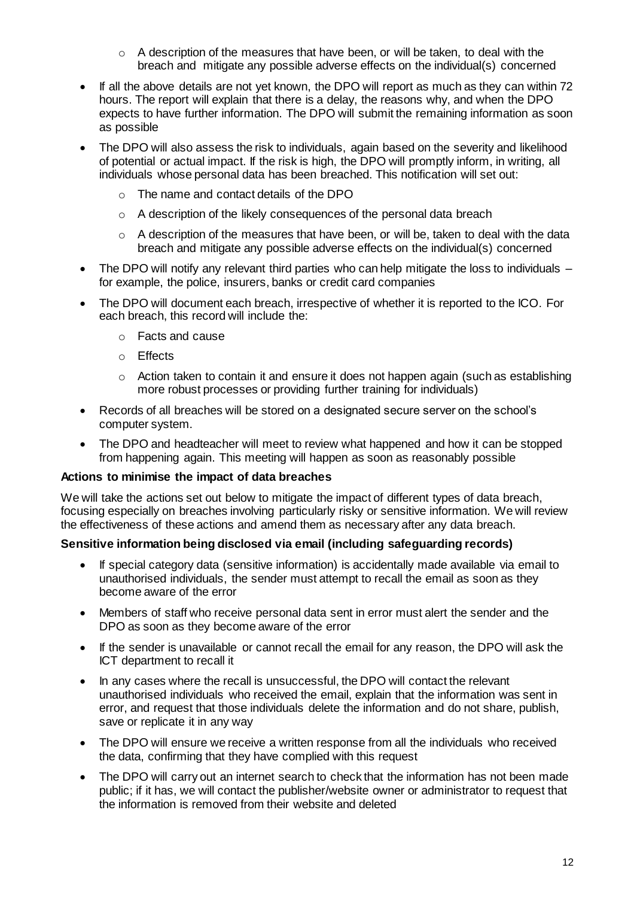- A description of the measures that have been, or will be taken, to deal with the breach and mitigate any possible adverse effects on the individual(s) concerned

- If all the above details are not yet known, the DPO will report as much as they can within 72 hours. The report will explain that there is a delay, the reasons why, and when the DPO expects to have further information. The DPO will submit the remaining information as soon as possible
- The DPO will also assess the risk to individuals, again based on the severity and likelihood of potential or actual impact. If the risk is high, the DPO will promptly inform, in writing, all individuals whose personal data has been breached. This notification will set out:
    - The name and contact details of the DPO
    - A description of the likely consequences of the personal data breach
    - A description of the measures that have been, or will be, taken to deal with the data breach and mitigate any possible adverse effects on the individual(s) concerned
- The DPO will notify any relevant third parties who can help mitigate the loss to individuals – for example, the police, insurers, banks or credit card companies
- The DPO will document each breach, irrespective of whether it is reported to the ICO. For each breach, this record will include the:
    - Facts and cause
    - Effects
    - Action taken to contain it and ensure it does not happen again (such as establishing more robust processes or providing further training for individuals)
- Records of all breaches will be stored on a designated secure server on the school's computer system.
- The DPO and headteacher will meet to review what happened and how it can be stopped from happening again. This meeting will happen as soon as reasonably possible

**Actions to minimise the impact of data breaches**

We will take the actions set out below to mitigate the impact of different types of data breach, focusing especially on breaches involving particularly risky or sensitive information. We will review the effectiveness of these actions and amend them as necessary after any data breach.

**Sensitive information being disclosed via email (including safeguarding records)**

- If special category data (sensitive information) is accidentally made available via email to unauthorised individuals, the sender must attempt to recall the email as soon as they become aware of the error
- Members of staff who receive personal data sent in error must alert the sender and the DPO as soon as they become aware of the error
- If the sender is unavailable or cannot recall the email for any reason, the DPO will ask the ICT department to recall it
- In any cases where the recall is unsuccessful, the DPO will contact the relevant unauthorised individuals who received the email, explain that the information was sent in error, and request that those individuals delete the information and do not share, publish, save or replicate it in any way
- The DPO will ensure we receive a written response from all the individuals who received the data, confirming that they have complied with this request
- The DPO will carry out an internet search to check that the information has not been made public; if it has, we will contact the publisher/website owner or administrator to request that the information is removed from their website and deleted